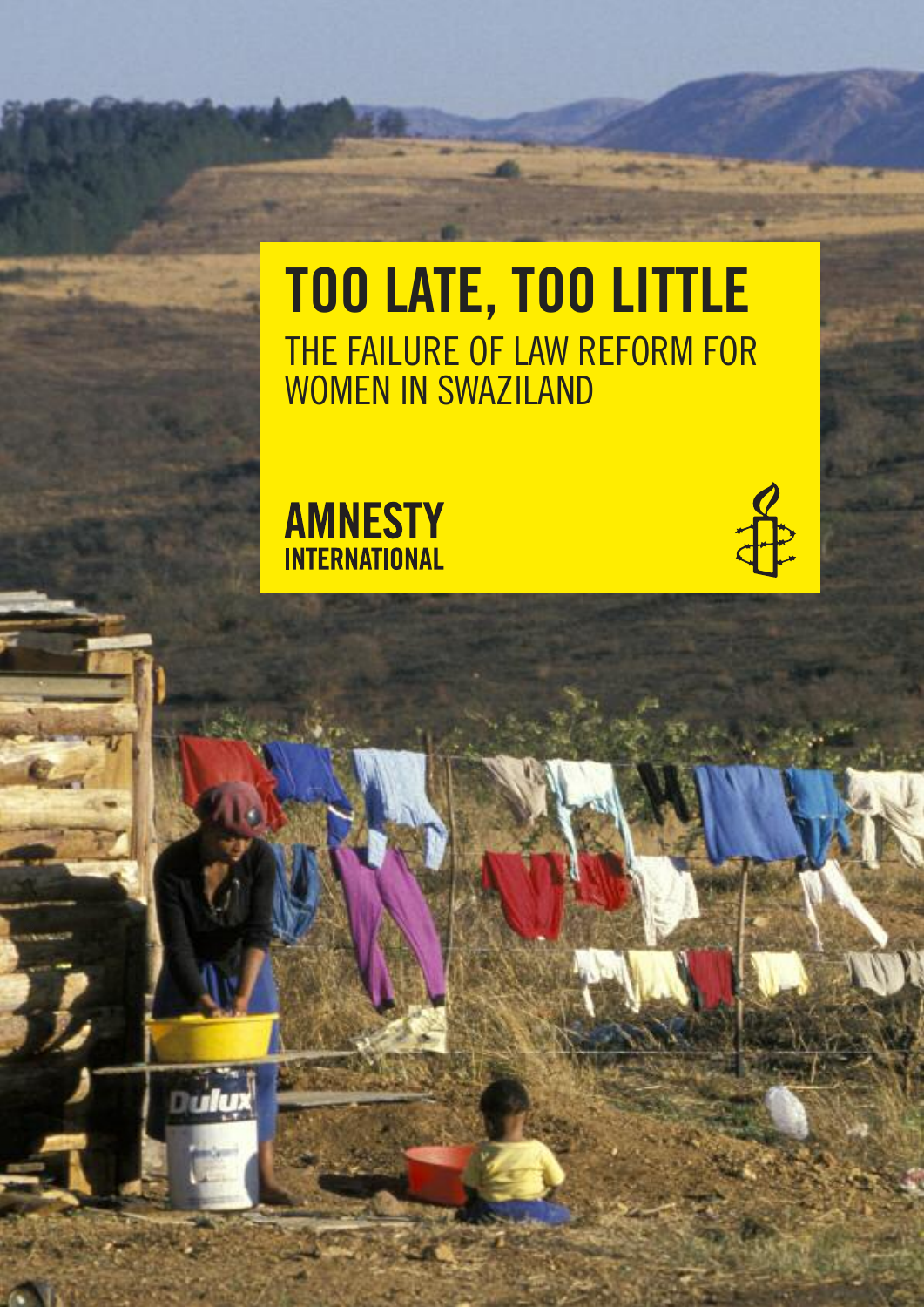# TOO LATE, TOO LITTLE

## THE FAILURE OF LAW REFORM FOR WOMEN IN SWAZILAND

AMNESTY INTERNATIONAL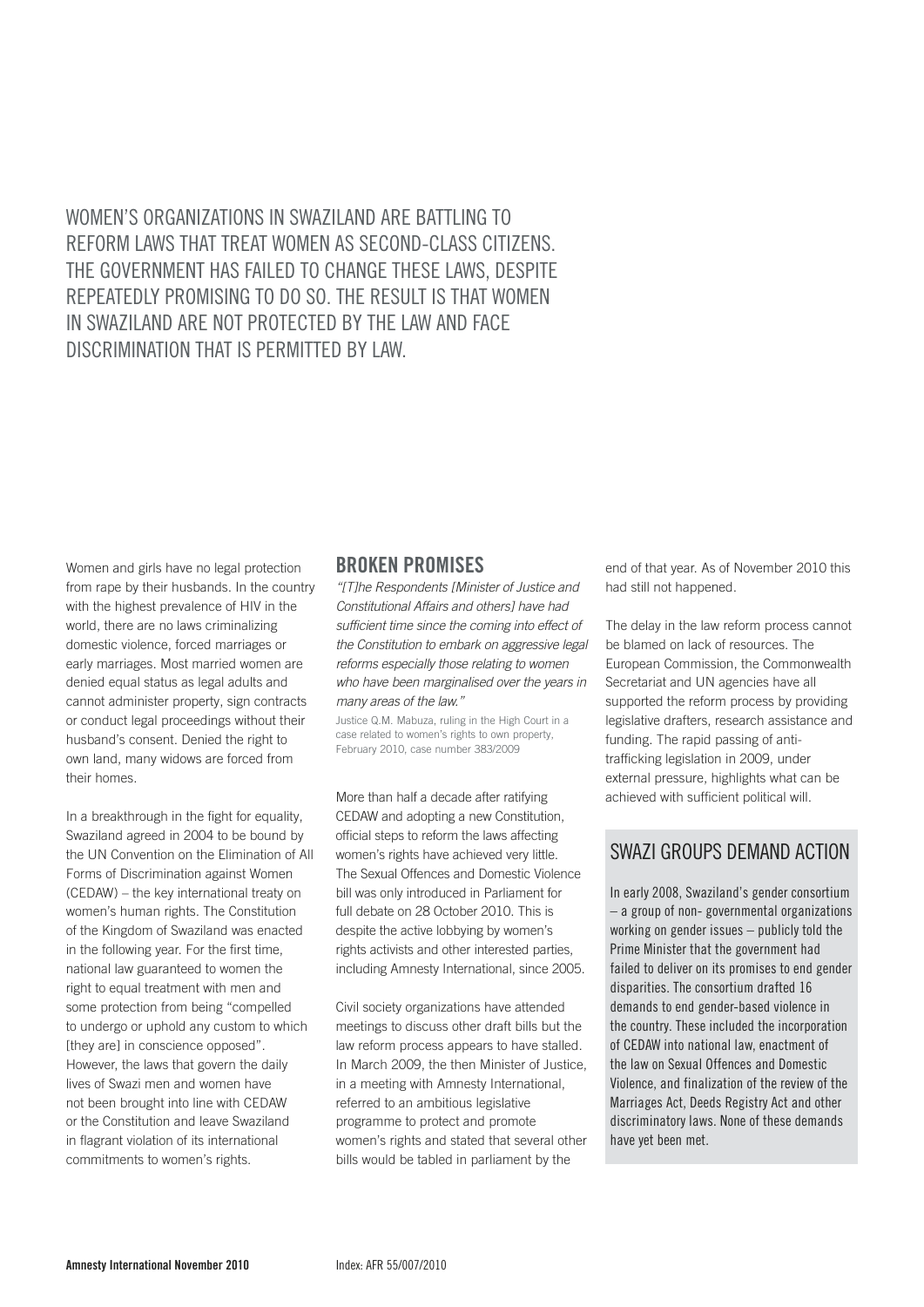WOMEN'S ORGANIZATIONS IN SWAZILAND ARE BATTLING TO REFORM LAWS THAT TREAT WOMEN AS SECOND-CLASS CITIZENS. THE GOVERNMENT HAS FAILED TO CHANGE THESE LAWS, DESPITE REPEATEDLY PROMISING TO DO SO. THE RESULT IS THAT WOMEN IN SWAZILAND ARE NOT PROTECTED BY THE LAW AND FACE DISCRIMINATION THAT IS PERMITTED BY LAW.

Women and girls have no legal protection from rape by their husbands. In the country with the highest prevalence of HIV in the world, there are no laws criminalizing domestic violence, forced marriages or early marriages. Most married women are denied equal status as legal adults and cannot administer property, sign contracts or conduct legal proceedings without their husband's consent. Denied the right to own land, many widows are forced from their homes.

In a breakthrough in the fight for equality, Swaziland agreed in 2004 to be bound by the UN Convention on the Elimination of All Forms of Discrimination against Women (CEDAW) – the key international treaty on women's human rights. The Constitution of the Kingdom of Swaziland was enacted in the following year. For the first time, national law guaranteed to women the right to equal treatment with men and some protection from being "compelled to undergo or uphold any custom to which [they are] in conscience opposed". However, the laws that govern the daily lives of Swazi men and women have not been brought into line with CEDAW or the Constitution and leave Swaziland in flagrant violation of its international commitments to women's rights.

## BROKEN PROMISES

*"[T]he Respondents [Minister of Justice and Constitutional Affairs and others] have had sufficient time since the coming into effect of the Constitution to embark on aggressive legal reforms especially those relating to women who have been marginalised over the years in many areas of the law."*

Justice Q.M. Mabuza, ruling in the High Court in a case related to women's rights to own property, February 2010, case number 383/2009

More than half a decade after ratifying CEDAW and adopting a new Constitution, official steps to reform the laws affecting women's rights have achieved very little. The Sexual Offences and Domestic Violence bill was only introduced in Parliament for full debate on 28 October 2010. This is despite the active lobbying by women's rights activists and other interested parties, including Amnesty International, since 2005.

Civil society organizations have attended meetings to discuss other draft bills but the law reform process appears to have stalled. In March 2009, the then Minister of Justice, in a meeting with Amnesty International, referred to an ambitious legislative programme to protect and promote women's rights and stated that several other bills would be tabled in parliament by the end of that year. As of November 2010 this had still not happened.

The delay in the law reform process cannot be blamed on lack of resources. The European Commission, the Commonwealth Secretariat and UN agencies have all supported the reform process by providing legislative drafters, research assistance and funding. The rapid passing of anti-trafficking legislation in 2009, under external pressure, highlights what can be achieved with sufficient political will.

## SWAZI GROUPS DEMAND ACTION

In early 2008, Swaziland's gender consortium – a group of non- governmental organizations working on gender issues – publicly told the Prime Minister that the government had failed to deliver on its promises to end gender disparities. The consortium drafted 16 demands to end gender-based violence in the country. These included the incorporation of CEDAW into national law, enactment of the law on Sexual Offences and Domestic Violence, and finalization of the review of the Marriages Act, Deeds Registry Act and other discriminatory laws. None of these demands have yet been met.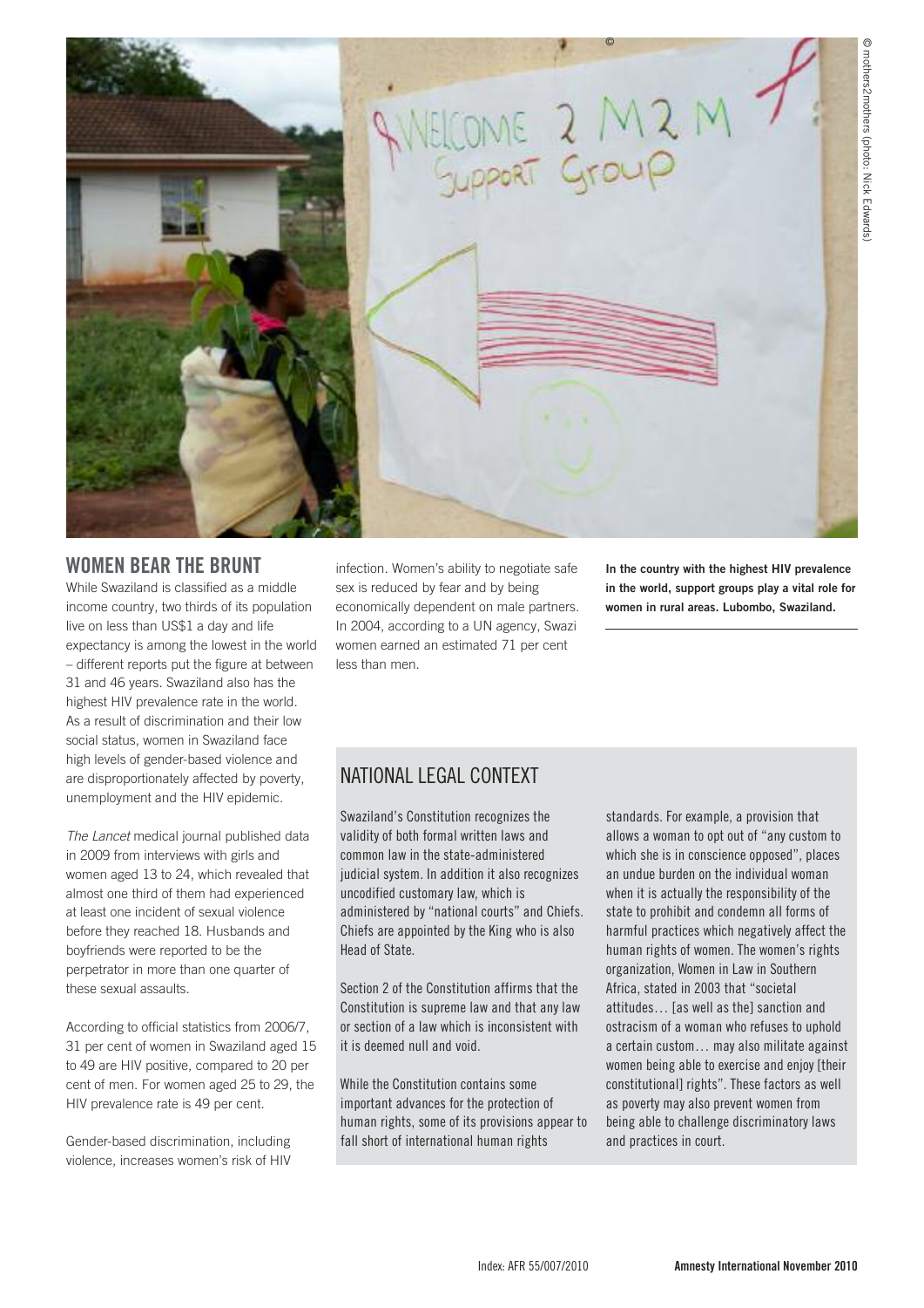## WOMEN BEAR THE BRUNT

While Swaziland is classified as a middle income country, two thirds of its population live on less than US$1 a day and life expectancy is among the lowest in the world – different reports put the figure at between 31 and 46 years. Swaziland also has the highest HIV prevalence rate in the world. As a result of discrimination and their low social status, women in Swaziland face high levels of gender-based violence and are disproportionately affected by poverty, unemployment and the HIV epidemic.

*The Lancet* medical journal published data in 2009 from interviews with girls and women aged 13 to 24, which revealed that almost one third of them had experienced at least one incident of sexual violence before they reached 18. Husbands and boyfriends were reported to be the perpetrator in more than one quarter of these sexual assaults.

According to official statistics from 2006/7, 31 per cent of women in Swaziland aged 15 to 49 are HIV positive, compared to 20 per cent of men. For women aged 25 to 29, the HIV prevalence rate is 49 per cent.

Gender-based discrimination, including violence, increases women's risk of HIV infection. Women's ability to negotiate safe sex is reduced by fear and by being economically dependent on male partners. In 2004, according to a UN agency, Swazi women earned an estimated 71 per cent less than men.

**In the country with the highest HIV prevalence in the world, support groups play a vital role for women in rural areas. Lubombo, Swaziland.**

© mothers2mothers (photo: Nick Edwards)

## NATIONAL LEGAL CONTEXT

Swaziland's Constitution recognizes the validity of both formal written laws and common law in the state-administered judicial system. In addition it also recognizes uncodified customary law, which is administered by "national courts" and Chiefs. Chiefs are appointed by the King who is also Head of State.

Section 2 of the Constitution affirms that the Constitution is supreme law and that any law or section of a law which is inconsistent with it is deemed null and void.

While the Constitution contains some important advances for the protection of human rights, some of its provisions appear to fall short of international human rights standards. For example, a provision that allows a woman to opt out of "any custom to which she is in conscience opposed", places an undue burden on the individual woman when it is actually the responsibility of the state to prohibit and condemn all forms of harmful practices which negatively affect the human rights of women. The women's rights organization, Women in Law in Southern Africa, stated in 2003 that "societal attitudes… [as well as the] sanction and ostracism of a woman who refuses to uphold a certain custom… may also militate against women being able to exercise and enjoy [their constitutional] rights". These factors as well as poverty may also prevent women from being able to challenge discriminatory laws and practices in court.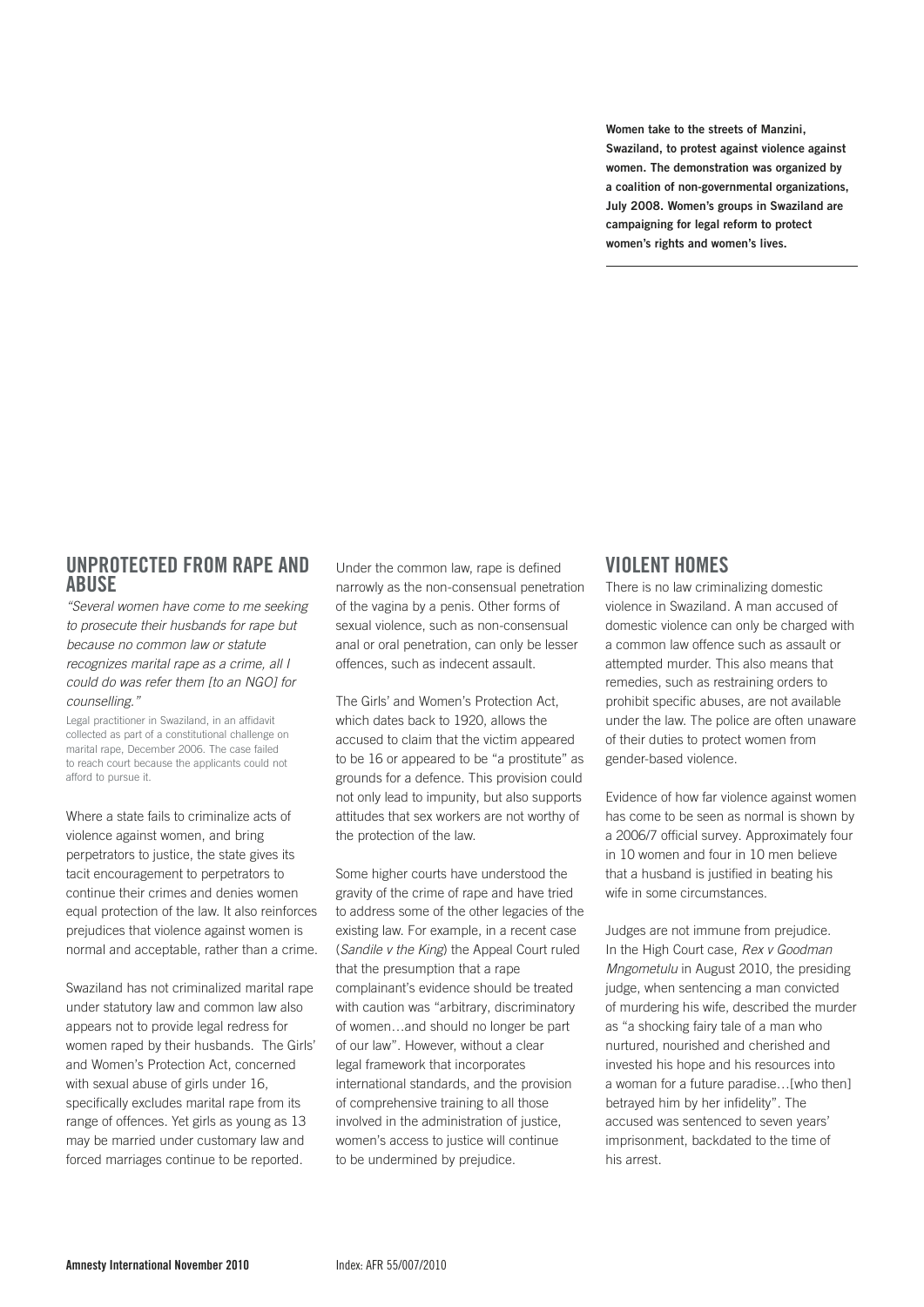**Women take to the streets of Manzini, Swaziland, to protest against violence against women. The demonstration was organized by a coalition of non-governmental organizations, July 2008. Women's groups in Swaziland are campaigning for legal reform to protect women's rights and women's lives.**

## UNPROTECTED FROM RAPE AND ABUSE

*"Several women have come to me seeking to prosecute their husbands for rape but because no common law or statute recognizes marital rape as a crime, all I could do was refer them [to an NGO] for counselling."*

Legal practitioner in Swaziland, in an affidavit collected as part of a constitutional challenge on marital rape, December 2006. The case failed to reach court because the applicants could not afford to pursue it.

Where a state fails to criminalize acts of violence against women, and bring perpetrators to justice, the state gives its tacit encouragement to perpetrators to continue their crimes and denies women equal protection of the law. It also reinforces prejudices that violence against women is normal and acceptable, rather than a crime.

Swaziland has not criminalized marital rape under statutory law and common law also appears not to provide legal redress for women raped by their husbands. The Girls' and Women's Protection Act, concerned with sexual abuse of girls under 16, specifically excludes marital rape from its range of offences. Yet girls as young as 13 may be married under customary law and forced marriages continue to be reported.

Under the common law, rape is defined narrowly as the non-consensual penetration of the vagina by a penis. Other forms of sexual violence, such as non-consensual anal or oral penetration, can only be lesser offences, such as indecent assault.

The Girls' and Women's Protection Act, which dates back to 1920, allows the accused to claim that the victim appeared to be 16 or appeared to be "a prostitute" as grounds for a defence. This provision could not only lead to impunity, but also supports attitudes that sex workers are not worthy of the protection of the law.

Some higher courts have understood the gravity of the crime of rape and have tried to address some of the other legacies of the existing law. For example, in a recent case (*Sandile v the King*) the Appeal Court ruled that the presumption that a rape complainant's evidence should be treated with caution was "arbitrary, discriminatory of women…and should no longer be part of our law". However, without a clear legal framework that incorporates international standards, and the provision of comprehensive training to all those involved in the administration of justice, women's access to justice will continue to be undermined by prejudice.

## VIOLENT HOMES

There is no law criminalizing domestic violence in Swaziland. A man accused of domestic violence can only be charged with a common law offence such as assault or attempted murder. This also means that remedies, such as restraining orders to prohibit specific abuses, are not available under the law. The police are often unaware of their duties to protect women from gender-based violence.

Evidence of how far violence against women has come to be seen as normal is shown by a 2006/7 official survey. Approximately four in 10 women and four in 10 men believe that a husband is justified in beating his wife in some circumstances.

Judges are not immune from prejudice. In the High Court case, *Rex v Goodman Mngometulu* in August 2010, the presiding judge, when sentencing a man convicted of murdering his wife, described the murder as "a shocking fairy tale of a man who nurtured, nourished and cherished and invested his hope and his resources into a woman for a future paradise…[who then] betrayed him by her infidelity". The accused was sentenced to seven years' imprisonment, backdated to the time of his arrest.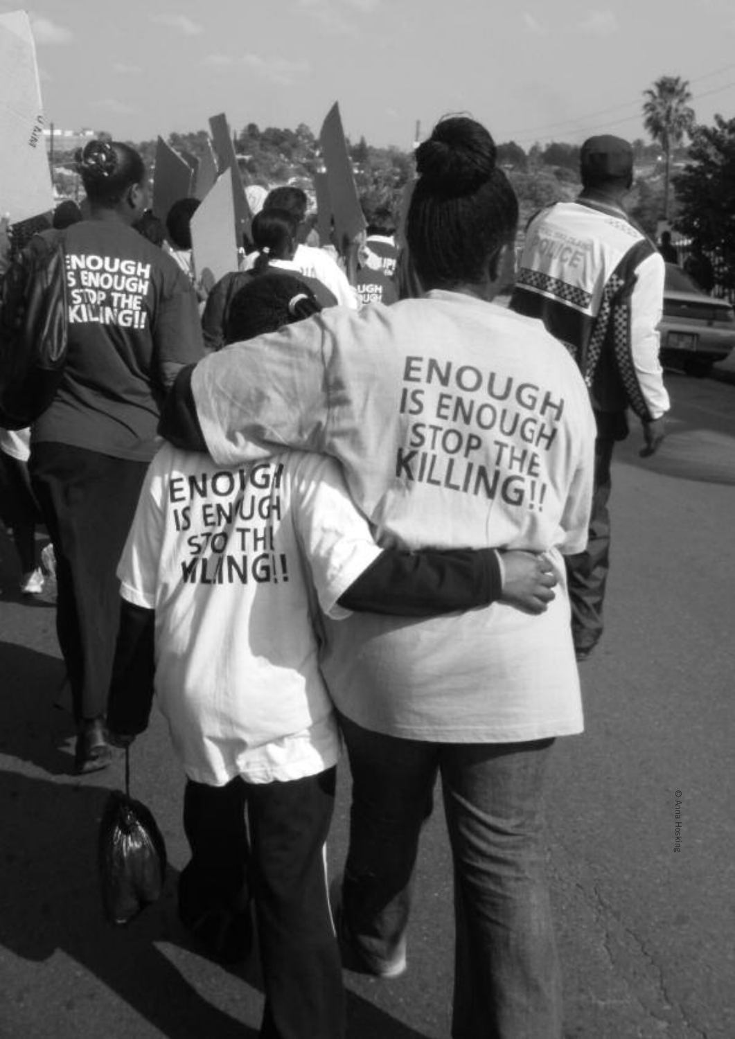© Anna Hosking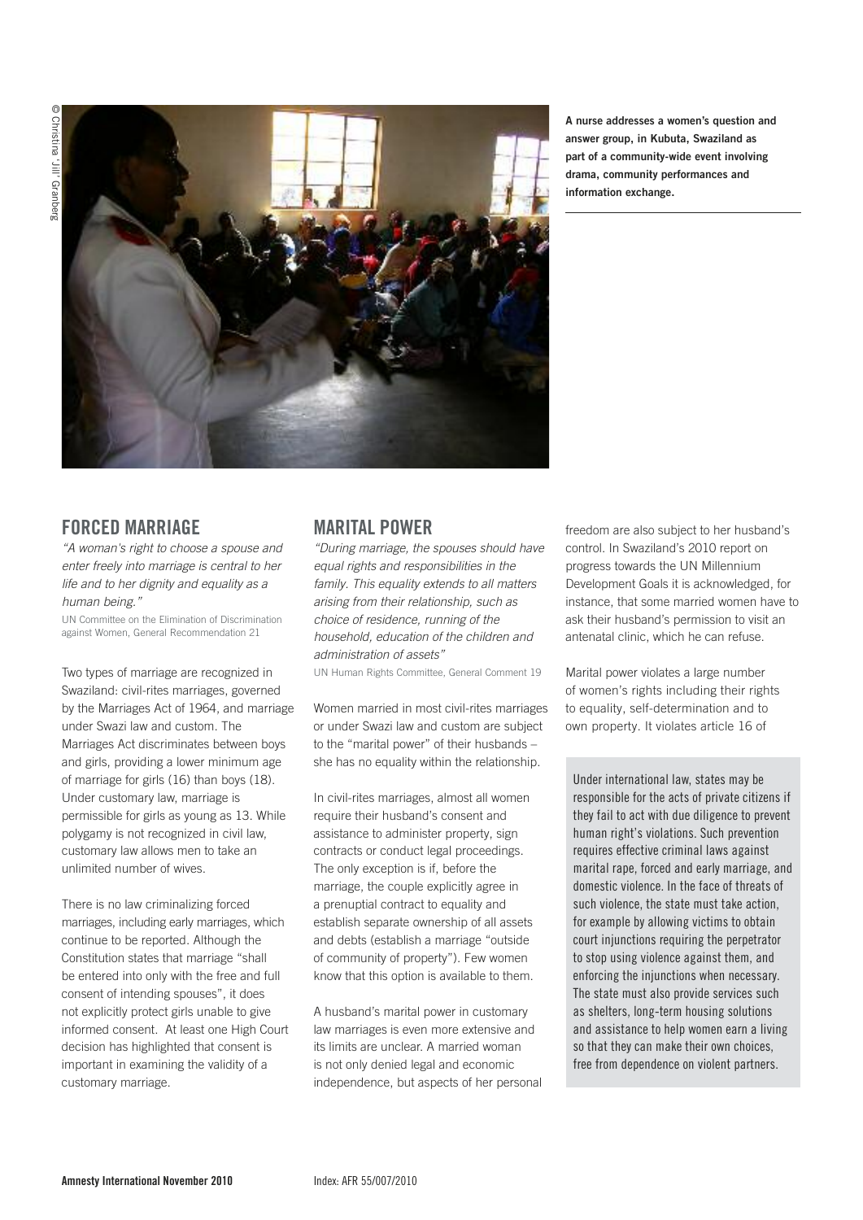A nurse addresses a women's question and answer group, in Kubuta, Swaziland as part of a community-wide event involving drama, community performances and information exchange.

## FORCED MARRIAGE

*"A woman's right to choose a spouse and enter freely into marriage is central to her life and to her dignity and equality as a human being."*

UN Committee on the Elimination of Discrimination against Women, General Recommendation 21

Two types of marriage are recognized in Swaziland: civil-rites marriages, governed by the Marriages Act of 1964, and marriage under Swazi law and custom. The Marriages Act discriminates between boys and girls, providing a lower minimum age of marriage for girls (16) than boys (18). Under customary law, marriage is permissible for girls as young as 13. While polygamy is not recognized in civil law, customary law allows men to take an unlimited number of wives.

There is no law criminalizing forced marriages, including early marriages, which continue to be reported. Although the Constitution states that marriage "shall be entered into only with the free and full consent of intending spouses", it does not explicitly protect girls unable to give informed consent. At least one High Court decision has highlighted that consent is important in examining the validity of a customary marriage.

## MARITAL POWER

*"During marriage, the spouses should have equal rights and responsibilities in the family. This equality extends to all matters arising from their relationship, such as choice of residence, running of the household, education of the children and administration of assets"*

UN Human Rights Committee, General Comment 19

Women married in most civil-rites marriages or under Swazi law and custom are subject to the "marital power" of their husbands – she has no equality within the relationship.

In civil-rites marriages, almost all women require their husband's consent and assistance to administer property, sign contracts or conduct legal proceedings. The only exception is if, before the marriage, the couple explicitly agree in a prenuptial contract to equality and establish separate ownership of all assets and debts (establish a marriage "outside of community of property"). Few women know that this option is available to them.

A husband's marital power in customary law marriages is even more extensive and its limits are unclear. A married woman is not only denied legal and economic independence, but aspects of her personal freedom are also subject to her husband's control. In Swaziland's 2010 report on progress towards the UN Millennium Development Goals it is acknowledged, for instance, that some married women have to ask their husband's permission to visit an antenatal clinic, which he can refuse.

Marital power violates a large number of women's rights including their rights to equality, self-determination and to own property. It violates article 16 of

Under international law, states may be responsible for the acts of private citizens if they fail to act with due diligence to prevent human right's violations. Such prevention requires effective criminal laws against marital rape, forced and early marriage, and domestic violence. In the face of threats of such violence, the state must take action, for example by allowing victims to obtain court injunctions requiring the perpetrator to stop using violence against them, and enforcing the injunctions when necessary. The state must also provide services such as shelters, long-term housing solutions and assistance to help women earn a living so that they can make their own choices, free from dependence on violent partners.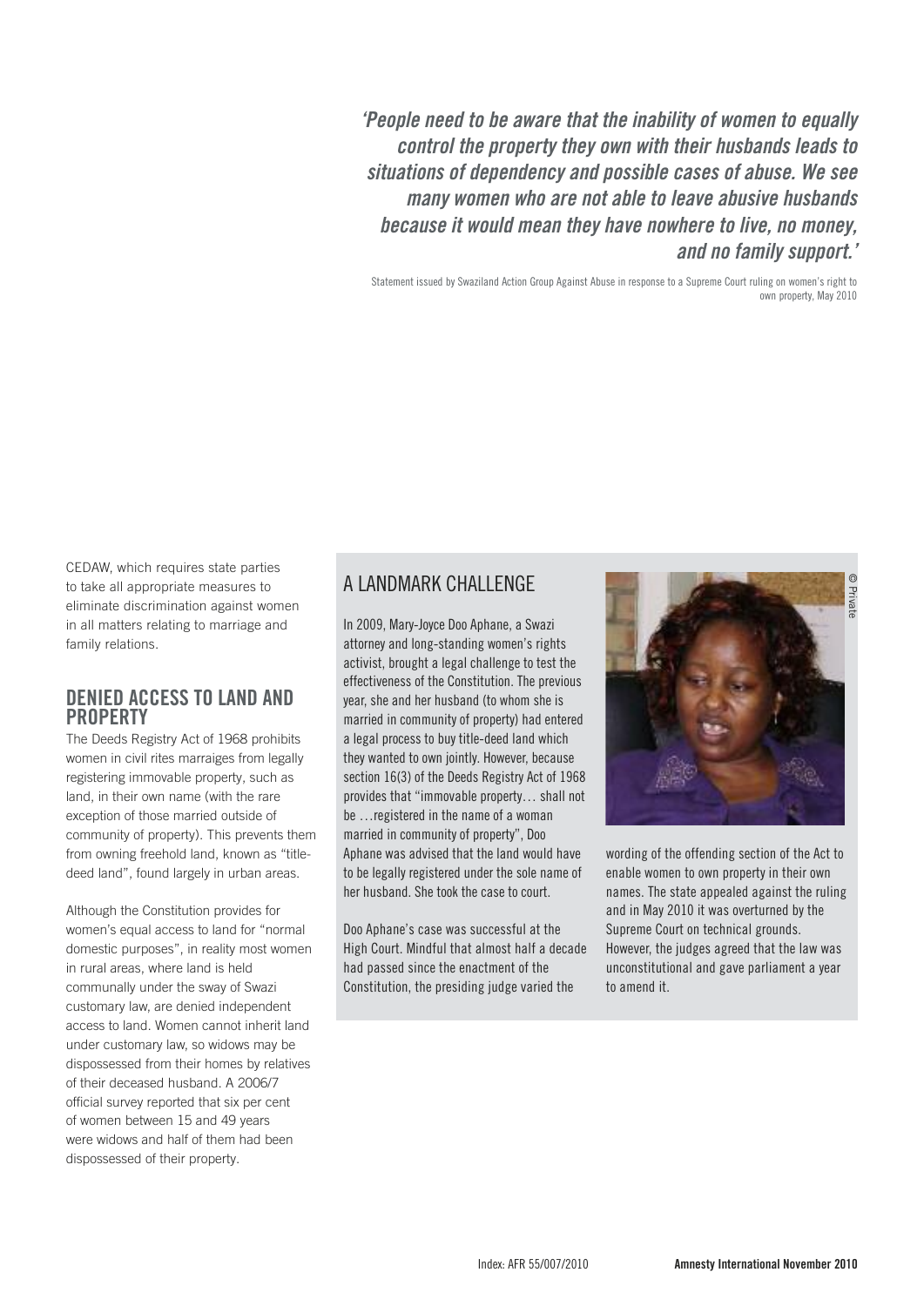***'People need to be aware that the inability of women to equally control the property they own with their husbands leads to situations of dependency and possible cases of abuse. We see many women who are not able to leave abusive husbands because it would mean they have nowhere to live, no money, and no family support.'***

Statement issued by Swaziland Action Group Against Abuse in response to a Supreme Court ruling on women's right to own property, May 2010

CEDAW, which requires state parties to take all appropriate measures to eliminate discrimination against women in all matters relating to marriage and family relations.

## DENIED ACCESS TO LAND AND PROPERTY

The Deeds Registry Act of 1968 prohibits women in civil rites marraiges from legally registering immovable property, such as land, in their own name (with the rare exception of those married outside of community of property). This prevents them from owning freehold land, known as "title-deed land", found largely in urban areas.

Although the Constitution provides for women's equal access to land for "normal domestic purposes", in reality most women in rural areas, where land is held communally under the sway of Swazi customary law, are denied independent access to land. Women cannot inherit land under customary law, so widows may be dispossessed from their homes by relatives of their deceased husband. A 2006/7 official survey reported that six per cent of women between 15 and 49 years were widows and half of them had been dispossessed of their property.

## A LANDMARK CHALLENGE

In 2009, Mary-Joyce Doo Aphane, a Swazi attorney and long-standing women's rights activist, brought a legal challenge to test the effectiveness of the Constitution. The previous year, she and her husband (to whom she is married in community of property) had entered a legal process to buy title-deed land which they wanted to own jointly. However, because section 16(3) of the Deeds Registry Act of 1968 provides that "immovable property… shall not be …registered in the name of a woman married in community of property", Doo Aphane was advised that the land would have to be legally registered under the sole name of her husband. She took the case to court.

Doo Aphane's case was successful at the High Court. Mindful that almost half a decade had passed since the enactment of the Constitution, the presiding judge varied the wording of the offending section of the Act to enable women to own property in their own names. The state appealed against the ruling and in May 2010 it was overturned by the Supreme Court on technical grounds. However, the judges agreed that the law was unconstitutional and gave parliament a year to amend it.

© Private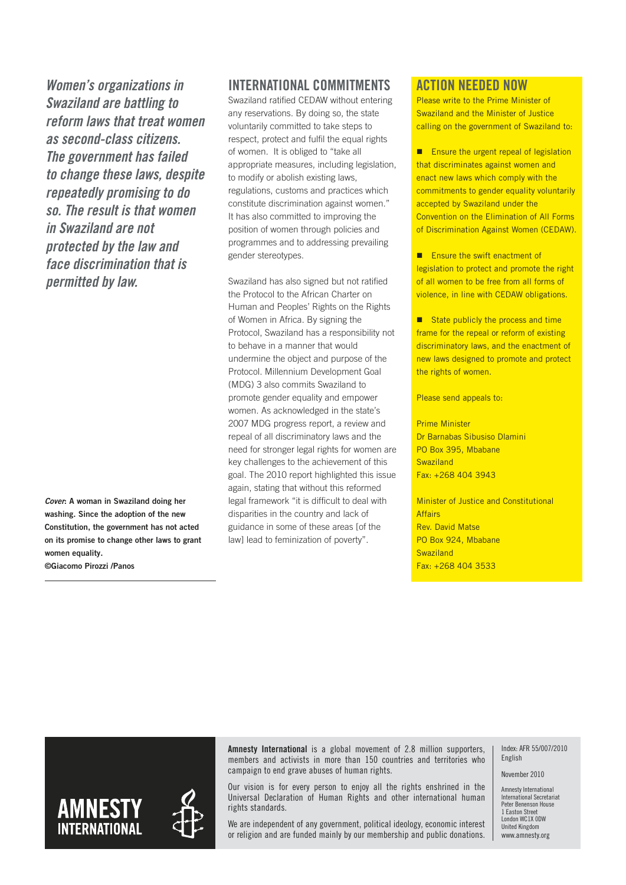*Women's organizations in Swaziland are battling to reform laws that treat women as second-class citizens. The government has failed to change these laws, despite repeatedly promising to do so. The result is that women in Swaziland are not protected by the law and face discrimination that is permitted by law.*

***Cover*: A woman in Swaziland doing her washing. Since the adoption of the new Constitution, the government has not acted on its promise to change other laws to grant women equality.**
**©Giacomo Pirozzi /Panos**

## INTERNATIONAL COMMITMENTS

Swaziland ratified CEDAW without entering any reservations. By doing so, the state voluntarily committed to take steps to respect, protect and fulfil the equal rights of women. It is obliged to "take all appropriate measures, including legislation, to modify or abolish existing laws, regulations, customs and practices which constitute discrimination against women." It has also committed to improving the position of women through policies and programmes and to addressing prevailing gender stereotypes.

Swaziland has also signed but not ratified the Protocol to the African Charter on Human and Peoples' Rights on the Rights of Women in Africa. By signing the Protocol, Swaziland has a responsibility not to behave in a manner that would undermine the object and purpose of the Protocol. Millennium Development Goal (MDG) 3 also commits Swaziland to promote gender equality and empower women. As acknowledged in the state's 2007 MDG progress report, a review and repeal of all discriminatory laws and the need for stronger legal rights for women are key challenges to the achievement of this goal. The 2010 report highlighted this issue again, stating that without this reformed legal framework "it is difficult to deal with disparities in the country and lack of guidance in some of these areas [of the law] lead to feminization of poverty".

## ACTION NEEDED NOW

Please write to the Prime Minister of Swaziland and the Minister of Justice calling on the government of Swaziland to:

- Ensure the urgent repeal of legislation that discriminates against women and enact new laws which comply with the commitments to gender equality voluntarily accepted by Swaziland under the Convention on the Elimination of All Forms of Discrimination Against Women (CEDAW).
- Ensure the swift enactment of legislation to protect and promote the right of all women to be free from all forms of violence, in line with CEDAW obligations.
- State publicly the process and time frame for the repeal or reform of existing discriminatory laws, and the enactment of new laws designed to promote and protect the rights of women.

Please send appeals to:

Prime Minister
Dr Barnabas Sibusiso Dlamini
PO Box 395, Mbabane
Swaziland
Fax: +268 404 3943

Minister of Justice and Constitutional Affairs
Rev. David Matse
PO Box 924, Mbabane
Swaziland
Fax: +268 404 3533

AMNESTY INTERNATIONAL

**Amnesty International** is a global movement of 2.8 million supporters, members and activists in more than 150 countries and territories who campaign to end grave abuses of human rights.

Our vision is for every person to enjoy all the rights enshrined in the Universal Declaration of Human Rights and other international human rights standards.

We are independent of any government, political ideology, economic interest or religion and are funded mainly by our membership and public donations.

Index: AFR 55/007/2010
English

November 2010

Amnesty International
International Secretariat
Peter Benenson House
1 Easton Street
London WC1X 0DW
United Kingdom
www.amnesty.org